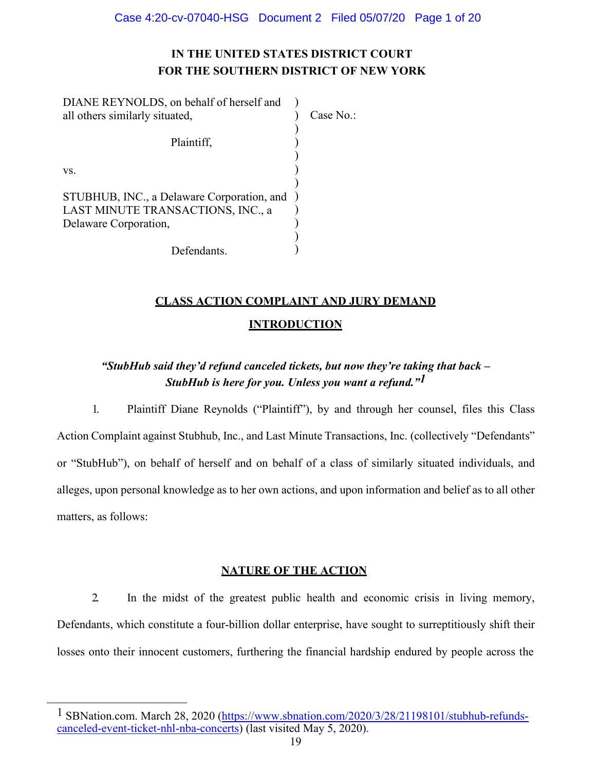# IN THE UNITED STATES DISTRICT COURT
# FOR THE SOUTHERN DISTRICT OF NEW YORK

| | | |
|---|---|---|
| DIANE REYNOLDS, on behalf of herself and all others similarly situated, | ) | Case No.: |
| Plaintiff, | ) | |
| vs. | ) | |
| STUBHUB, INC., a Delaware Corporation, and LAST MINUTE TRANSACTIONS, INC., a Delaware Corporation, | ) | |
| Defendants. | ) | |

## CLASS ACTION COMPLAINT AND JURY DEMAND

## INTRODUCTION

***"StubHub said they'd refund canceled tickets, but now they're taking that back – StubHub is here for you. Unless you want a refund."[1]***

1. Plaintiff Diane Reynolds ("Plaintiff"), by and through her counsel, files this Class Action Complaint against Stubhub, Inc., and Last Minute Transactions, Inc. (collectively "Defendants" or "StubHub"), on behalf of herself and on behalf of a class of similarly situated individuals, and alleges, upon personal knowledge as to her own actions, and upon information and belief as to all other matters, as follows:

## NATURE OF THE ACTION

2. In the midst of the greatest public health and economic crisis in living memory, Defendants, which constitute a four-billion dollar enterprise, have sought to surreptitiously shift their losses onto their innocent customers, furthering the financial hardship endured by people across the

[1] SBNation.com. March 28, 2020 (https://www.sbnation.com/2020/3/28/21198101/stubhub-refunds-canceled-event-ticket-nhl-nba-concerts) (last visited May 5, 2020).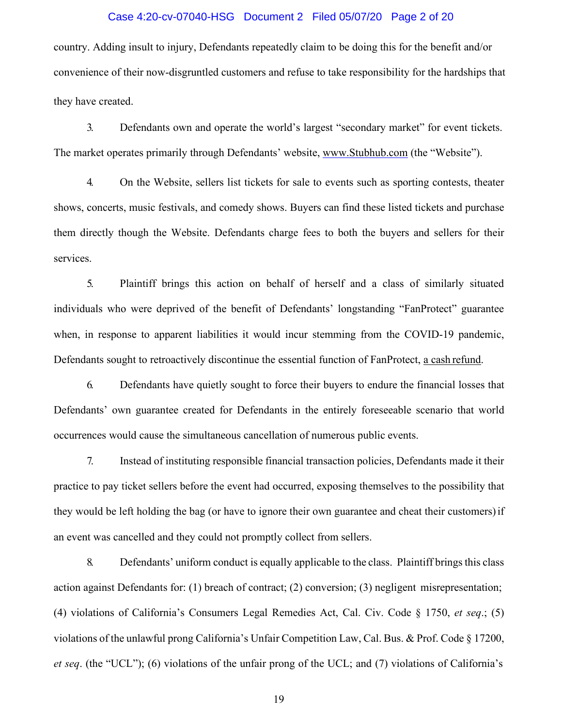country. Adding insult to injury, Defendants repeatedly claim to be doing this for the benefit and/or convenience of their now-disgruntled customers and refuse to take responsibility for the hardships that they have created.

3. Defendants own and operate the world's largest "secondary market" for event tickets. The market operates primarily through Defendants' website, www.Stubhub.com (the "Website").

4. On the Website, sellers list tickets for sale to events such as sporting contests, theater shows, concerts, music festivals, and comedy shows. Buyers can find these listed tickets and purchase them directly though the Website. Defendants charge fees to both the buyers and sellers for their services.

5. Plaintiff brings this action on behalf of herself and a class of similarly situated individuals who were deprived of the benefit of Defendants' longstanding "FanProtect" guarantee when, in response to apparent liabilities it would incur stemming from the COVID-19 pandemic, Defendants sought to retroactively discontinue the essential function of FanProtect, a cash refund.

6. Defendants have quietly sought to force their buyers to endure the financial losses that Defendants' own guarantee created for Defendants in the entirely foreseeable scenario that world occurrences would cause the simultaneous cancellation of numerous public events.

7. Instead of instituting responsible financial transaction policies, Defendants made it their practice to pay ticket sellers before the event had occurred, exposing themselves to the possibility that they would be left holding the bag (or have to ignore their own guarantee and cheat their customers) if an event was cancelled and they could not promptly collect from sellers.

8. Defendants' uniform conduct is equally applicable to the class. Plaintiff brings this class action against Defendants for: (1) breach of contract; (2) conversion; (3) negligent misrepresentation; (4) violations of California's Consumers Legal Remedies Act, Cal. Civ. Code § 1750, *et seq*.; (5) violations of the unlawful prong California's Unfair Competition Law, Cal. Bus. & Prof. Code § 17200, *et seq*. (the "UCL"); (6) violations of the unfair prong of the UCL; and (7) violations of California's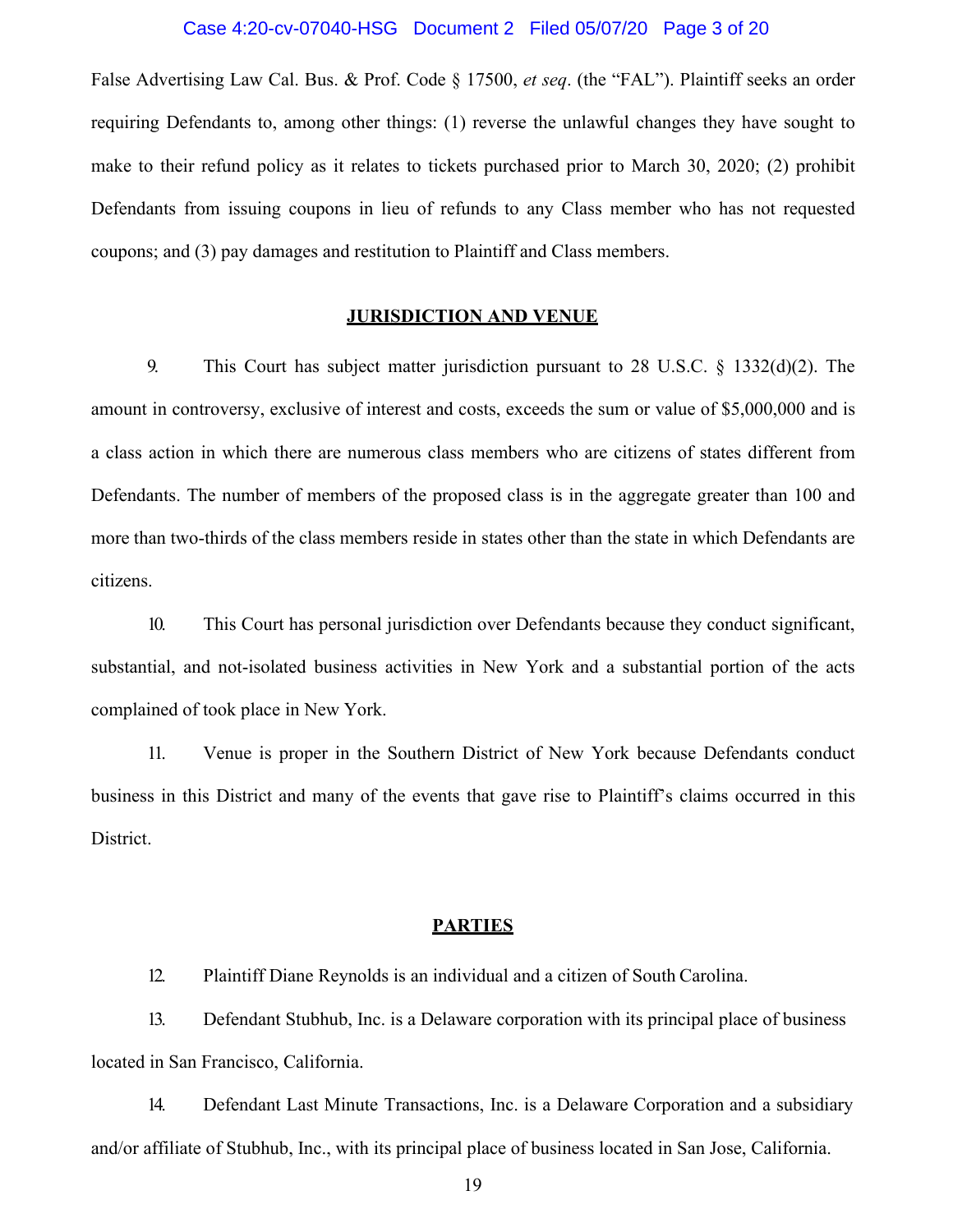False Advertising Law Cal. Bus. & Prof. Code § 17500, *et seq*. (the "FAL"). Plaintiff seeks an order requiring Defendants to, among other things: (1) reverse the unlawful changes they have sought to make to their refund policy as it relates to tickets purchased prior to March 30, 2020; (2) prohibit Defendants from issuing coupons in lieu of refunds to any Class member who has not requested coupons; and (3) pay damages and restitution to Plaintiff and Class members.

## JURISDICTION AND VENUE

9. This Court has subject matter jurisdiction pursuant to 28 U.S.C. § 1332(d)(2). The amount in controversy, exclusive of interest and costs, exceeds the sum or value of $5,000,000 and is a class action in which there are numerous class members who are citizens of states different from Defendants. The number of members of the proposed class is in the aggregate greater than 100 and more than two-thirds of the class members reside in states other than the state in which Defendants are citizens.

10. This Court has personal jurisdiction over Defendants because they conduct significant, substantial, and not-isolated business activities in New York and a substantial portion of the acts complained of took place in New York.

11. Venue is proper in the Southern District of New York because Defendants conduct business in this District and many of the events that gave rise to Plaintiff's claims occurred in this District.

## PARTIES

12. Plaintiff Diane Reynolds is an individual and a citizen of South Carolina.

13. Defendant Stubhub, Inc. is a Delaware corporation with its principal place of business located in San Francisco, California.

14. Defendant Last Minute Transactions, Inc. is a Delaware Corporation and a subsidiary and/or affiliate of Stubhub, Inc., with its principal place of business located in San Jose, California.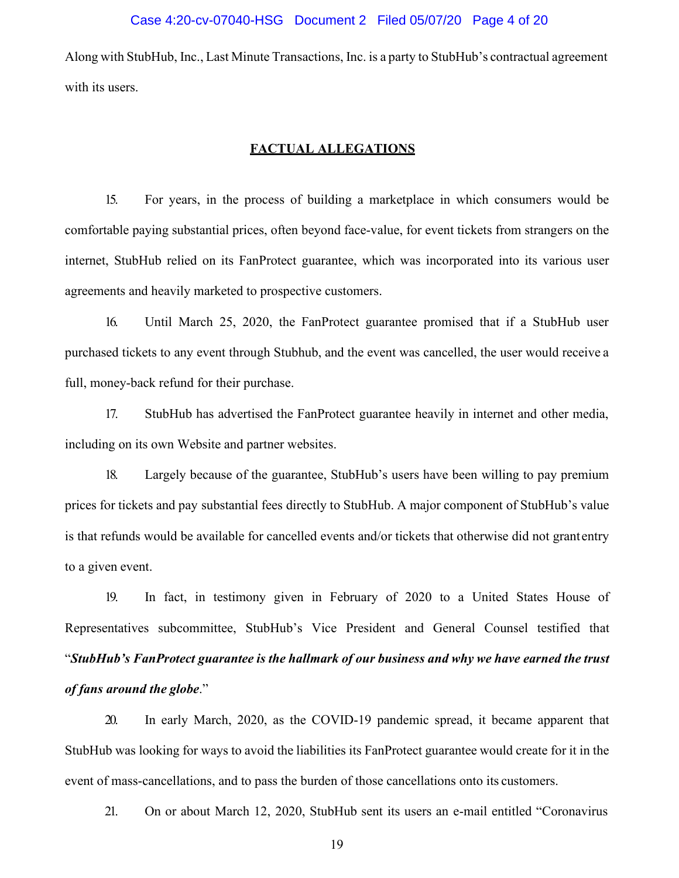Along with StubHub, Inc., Last Minute Transactions, Inc. is a party to StubHub's contractual agreement with its users.

## FACTUAL ALLEGATIONS

15. For years, in the process of building a marketplace in which consumers would be comfortable paying substantial prices, often beyond face-value, for event tickets from strangers on the internet, StubHub relied on its FanProtect guarantee, which was incorporated into its various user agreements and heavily marketed to prospective customers.

16. Until March 25, 2020, the FanProtect guarantee promised that if a StubHub user purchased tickets to any event through Stubhub, and the event was cancelled, the user would receive a full, money-back refund for their purchase.

17. StubHub has advertised the FanProtect guarantee heavily in internet and other media, including on its own Website and partner websites.

18. Largely because of the guarantee, StubHub's users have been willing to pay premium prices for tickets and pay substantial fees directly to StubHub. A major component of StubHub's value is that refunds would be available for cancelled events and/or tickets that otherwise did not grant entry to a given event.

19. In fact, in testimony given in February of 2020 to a United States House of Representatives subcommittee, StubHub's Vice President and General Counsel testified that "***StubHub's FanProtect guarantee is the hallmark of our business and why we have earned the trust of fans around the globe***."

20. In early March, 2020, as the COVID-19 pandemic spread, it became apparent that StubHub was looking for ways to avoid the liabilities its FanProtect guarantee would create for it in the event of mass-cancellations, and to pass the burden of those cancellations onto its customers.

21. On or about March 12, 2020, StubHub sent its users an e-mail entitled "Coronavirus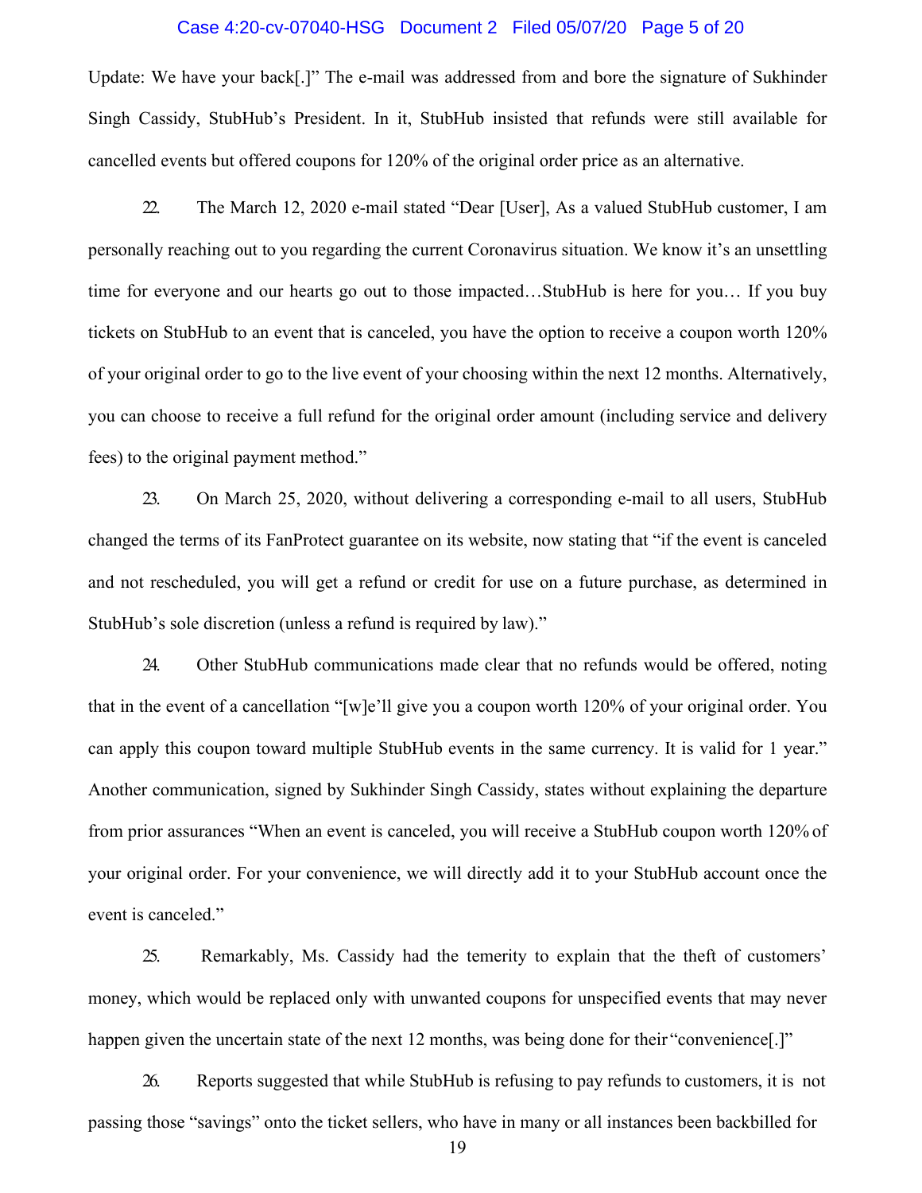Update: We have your back[.]" The e-mail was addressed from and bore the signature of Sukhinder Singh Cassidy, StubHub's President. In it, StubHub insisted that refunds were still available for cancelled events but offered coupons for 120% of the original order price as an alternative.

22. The March 12, 2020 e-mail stated "Dear [User], As a valued StubHub customer, I am personally reaching out to you regarding the current Coronavirus situation. We know it's an unsettling time for everyone and our hearts go out to those impacted…StubHub is here for you… If you buy tickets on StubHub to an event that is canceled, you have the option to receive a coupon worth 120% of your original order to go to the live event of your choosing within the next 12 months. Alternatively, you can choose to receive a full refund for the original order amount (including service and delivery fees) to the original payment method."

23. On March 25, 2020, without delivering a corresponding e-mail to all users, StubHub changed the terms of its FanProtect guarantee on its website, now stating that "if the event is canceled and not rescheduled, you will get a refund or credit for use on a future purchase, as determined in StubHub's sole discretion (unless a refund is required by law)."

24. Other StubHub communications made clear that no refunds would be offered, noting that in the event of a cancellation "[w]e'll give you a coupon worth 120% of your original order. You can apply this coupon toward multiple StubHub events in the same currency. It is valid for 1 year." Another communication, signed by Sukhinder Singh Cassidy, states without explaining the departure from prior assurances "When an event is canceled, you will receive a StubHub coupon worth 120% of your original order. For your convenience, we will directly add it to your StubHub account once the event is canceled."

25. Remarkably, Ms. Cassidy had the temerity to explain that the theft of customers' money, which would be replaced only with unwanted coupons for unspecified events that may never happen given the uncertain state of the next 12 months, was being done for their "convenience[.]"

26. Reports suggested that while StubHub is refusing to pay refunds to customers, it is not passing those "savings" onto the ticket sellers, who have in many or all instances been backbilled for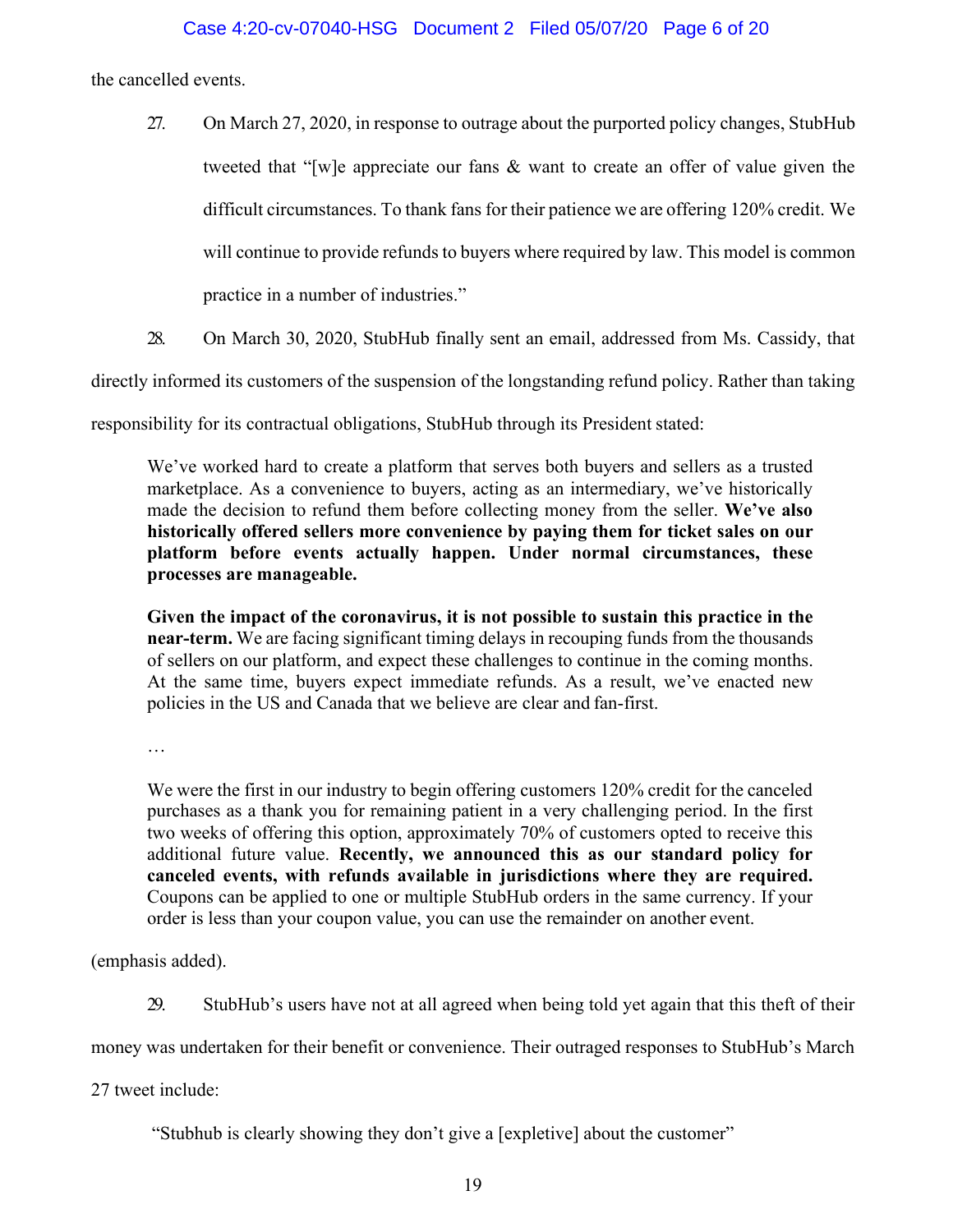the cancelled events.

27. On March 27, 2020, in response to outrage about the purported policy changes, StubHub tweeted that "[w]e appreciate our fans & want to create an offer of value given the difficult circumstances. To thank fans for their patience we are offering 120% credit. We will continue to provide refunds to buyers where required by law. This model is common practice in a number of industries."

28. On March 30, 2020, StubHub finally sent an email, addressed from Ms. Cassidy, that directly informed its customers of the suspension of the longstanding refund policy. Rather than taking responsibility for its contractual obligations, StubHub through its President stated:

> We've worked hard to create a platform that serves both buyers and sellers as a trusted marketplace. As a convenience to buyers, acting as an intermediary, we've historically made the decision to refund them before collecting money from the seller. **We've also historically offered sellers more convenience by paying them for ticket sales on our platform before events actually happen. Under normal circumstances, these processes are manageable.**
>
> **Given the impact of the coronavirus, it is not possible to sustain this practice in the near-term.** We are facing significant timing delays in recouping funds from the thousands of sellers on our platform, and expect these challenges to continue in the coming months. At the same time, buyers expect immediate refunds. As a result, we've enacted new policies in the US and Canada that we believe are clear and fan-first.
>
> …
>
> We were the first in our industry to begin offering customers 120% credit for the canceled purchases as a thank you for remaining patient in a very challenging period. In the first two weeks of offering this option, approximately 70% of customers opted to receive this additional future value. **Recently, we announced this as our standard policy for canceled events, with refunds available in jurisdictions where they are required.** Coupons can be applied to one or multiple StubHub orders in the same currency. If your order is less than your coupon value, you can use the remainder on another event.

(emphasis added).

29. StubHub's users have not at all agreed when being told yet again that this theft of their money was undertaken for their benefit or convenience. Their outraged responses to StubHub's March 27 tweet include:

> "Stubhub is clearly showing they don't give a [expletive] about the customer"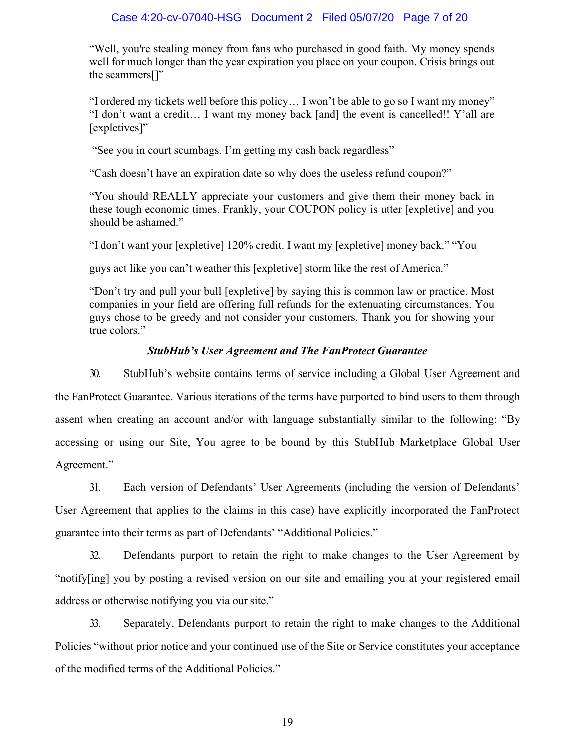"Well, you're stealing money from fans who purchased in good faith. My money spends well for much longer than the year expiration you place on your coupon. Crisis brings out the scammers[]"

"I ordered my tickets well before this policy… I won't be able to go so I want my money" "I don't want a credit… I want my money back [and] the event is cancelled!! Y'all are [expletives]"

"See you in court scumbags. I'm getting my cash back regardless"

"Cash doesn't have an expiration date so why does the useless refund coupon?"

"You should REALLY appreciate your customers and give them their money back in these tough economic times. Frankly, your COUPON policy is utter [expletive] and you should be ashamed."

"I don't want your [expletive] 120% credit. I want my [expletive] money back." "You guys act like you can't weather this [expletive] storm like the rest of America."

"Don't try and pull your bull [expletive] by saying this is common law or practice. Most companies in your field are offering full refunds for the extenuating circumstances. You guys chose to be greedy and not consider your customers. Thank you for showing your true colors."

***StubHub's User Agreement and The FanProtect Guarantee***

30. StubHub's website contains terms of service including a Global User Agreement and the FanProtect Guarantee. Various iterations of the terms have purported to bind users to them through assent when creating an account and/or with language substantially similar to the following: "By accessing or using our Site, You agree to be bound by this StubHub Marketplace Global User Agreement."

31. Each version of Defendants' User Agreements (including the version of Defendants' User Agreement that applies to the claims in this case) have explicitly incorporated the FanProtect guarantee into their terms as part of Defendants' "Additional Policies."

32. Defendants purport to retain the right to make changes to the User Agreement by "notify[ing] you by posting a revised version on our site and emailing you at your registered email address or otherwise notifying you via our site."

33. Separately, Defendants purport to retain the right to make changes to the Additional Policies "without prior notice and your continued use of the Site or Service constitutes your acceptance of the modified terms of the Additional Policies."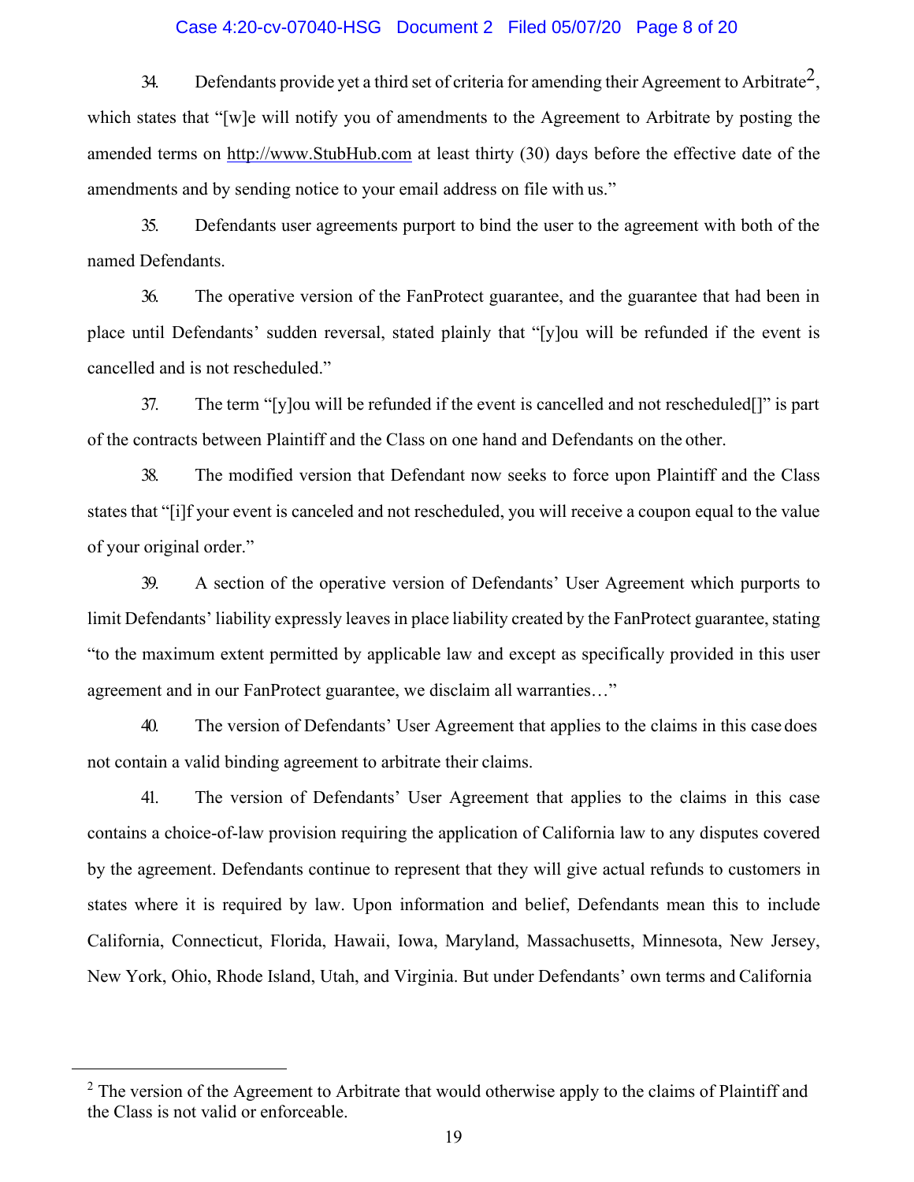34. Defendants provide yet a third set of criteria for amending their Agreement to Arbitrate[2], which states that "[w]e will notify you of amendments to the Agreement to Arbitrate by posting the amended terms on http://www.StubHub.com at least thirty (30) days before the effective date of the amendments and by sending notice to your email address on file with us."

35. Defendants user agreements purport to bind the user to the agreement with both of the named Defendants.

36. The operative version of the FanProtect guarantee, and the guarantee that had been in place until Defendants' sudden reversal, stated plainly that "[y]ou will be refunded if the event is cancelled and is not rescheduled."

37. The term "[y]ou will be refunded if the event is cancelled and not rescheduled[]" is part of the contracts between Plaintiff and the Class on one hand and Defendants on the other.

38. The modified version that Defendant now seeks to force upon Plaintiff and the Class states that "[i]f your event is canceled and not rescheduled, you will receive a coupon equal to the value of your original order."

39. A section of the operative version of Defendants' User Agreement which purports to limit Defendants' liability expressly leaves in place liability created by the FanProtect guarantee, stating "to the maximum extent permitted by applicable law and except as specifically provided in this user agreement and in our FanProtect guarantee, we disclaim all warranties…"

40. The version of Defendants' User Agreement that applies to the claims in this case does not contain a valid binding agreement to arbitrate their claims.

41. The version of Defendants' User Agreement that applies to the claims in this case contains a choice-of-law provision requiring the application of California law to any disputes covered by the agreement. Defendants continue to represent that they will give actual refunds to customers in states where it is required by law. Upon information and belief, Defendants mean this to include California, Connecticut, Florida, Hawaii, Iowa, Maryland, Massachusetts, Minnesota, New Jersey, New York, Ohio, Rhode Island, Utah, and Virginia. But under Defendants' own terms and California

---

[2] The version of the Agreement to Arbitrate that would otherwise apply to the claims of Plaintiff and the Class is not valid or enforceable.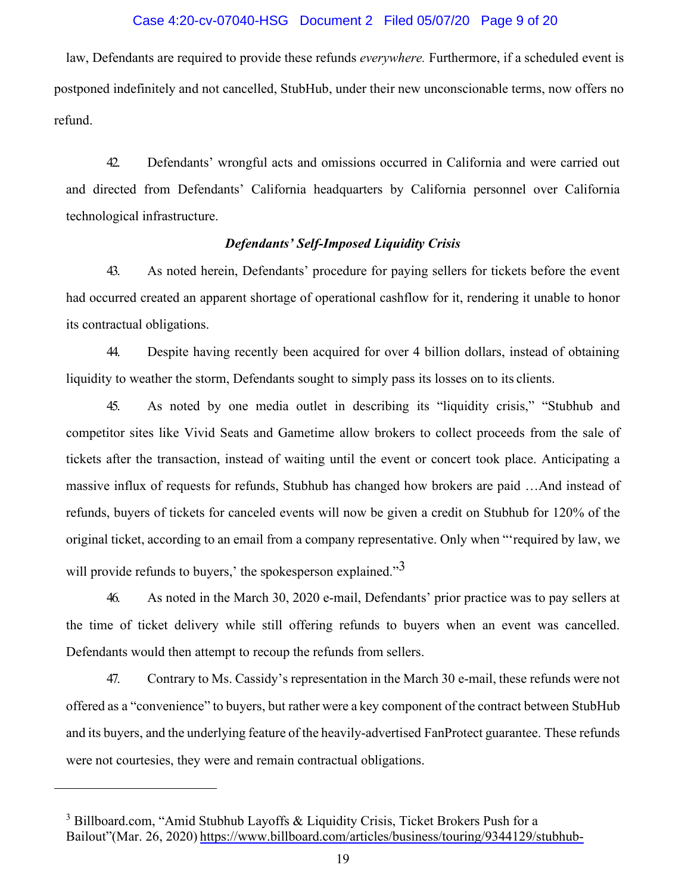law, Defendants are required to provide these refunds *everywhere.* Furthermore, if a scheduled event is postponed indefinitely and not cancelled, StubHub, under their new unconscionable terms, now offers no refund.

42. Defendants' wrongful acts and omissions occurred in California and were carried out and directed from Defendants' California headquarters by California personnel over California technological infrastructure.

***Defendants' Self-Imposed Liquidity Crisis***

43. As noted herein, Defendants' procedure for paying sellers for tickets before the event had occurred created an apparent shortage of operational cashflow for it, rendering it unable to honor its contractual obligations.

44. Despite having recently been acquired for over 4 billion dollars, instead of obtaining liquidity to weather the storm, Defendants sought to simply pass its losses on to its clients.

45. As noted by one media outlet in describing its "liquidity crisis," "Stubhub and competitor sites like Vivid Seats and Gametime allow brokers to collect proceeds from the sale of tickets after the transaction, instead of waiting until the event or concert took place. Anticipating a massive influx of requests for refunds, Stubhub has changed how brokers are paid …And instead of refunds, buyers of tickets for canceled events will now be given a credit on Stubhub for 120% of the original ticket, according to an email from a company representative. Only when "'required by law, we will provide refunds to buyers,' the spokesperson explained."[3]

46. As noted in the March 30, 2020 e-mail, Defendants' prior practice was to pay sellers at the time of ticket delivery while still offering refunds to buyers when an event was cancelled. Defendants would then attempt to recoup the refunds from sellers.

47. Contrary to Ms. Cassidy's representation in the March 30 e-mail, these refunds were not offered as a "convenience" to buyers, but rather were a key component of the contract between StubHub and its buyers, and the underlying feature of the heavily-advertised FanProtect guarantee. These refunds were not courtesies, they were and remain contractual obligations.

---

[3] Billboard.com, "Amid Stubhub Layoffs & Liquidity Crisis, Ticket Brokers Push for a Bailout"(Mar. 26, 2020) https://www.billboard.com/articles/business/touring/9344129/stubhub-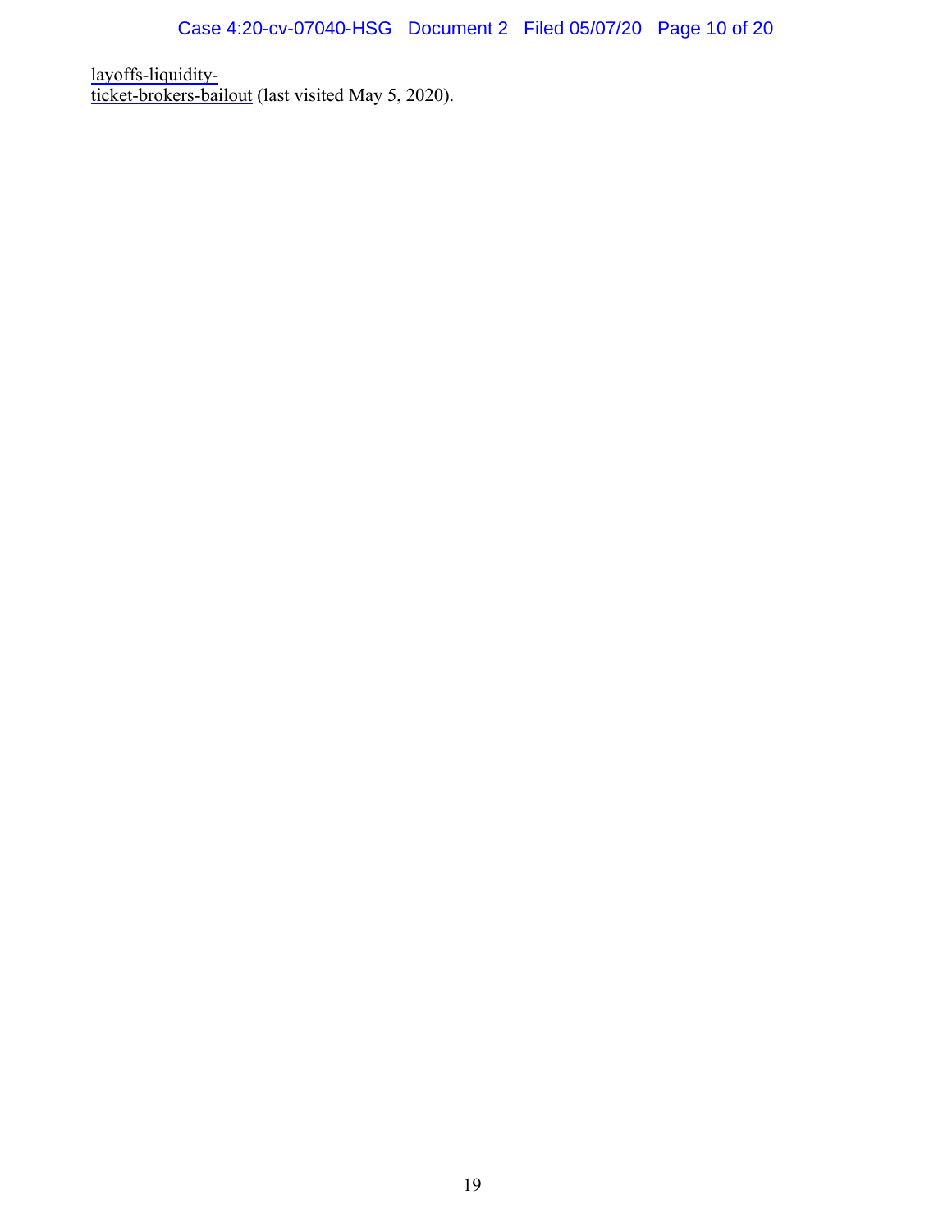layoffs-liquidity-
ticket-brokers-bailout (last visited May 5, 2020).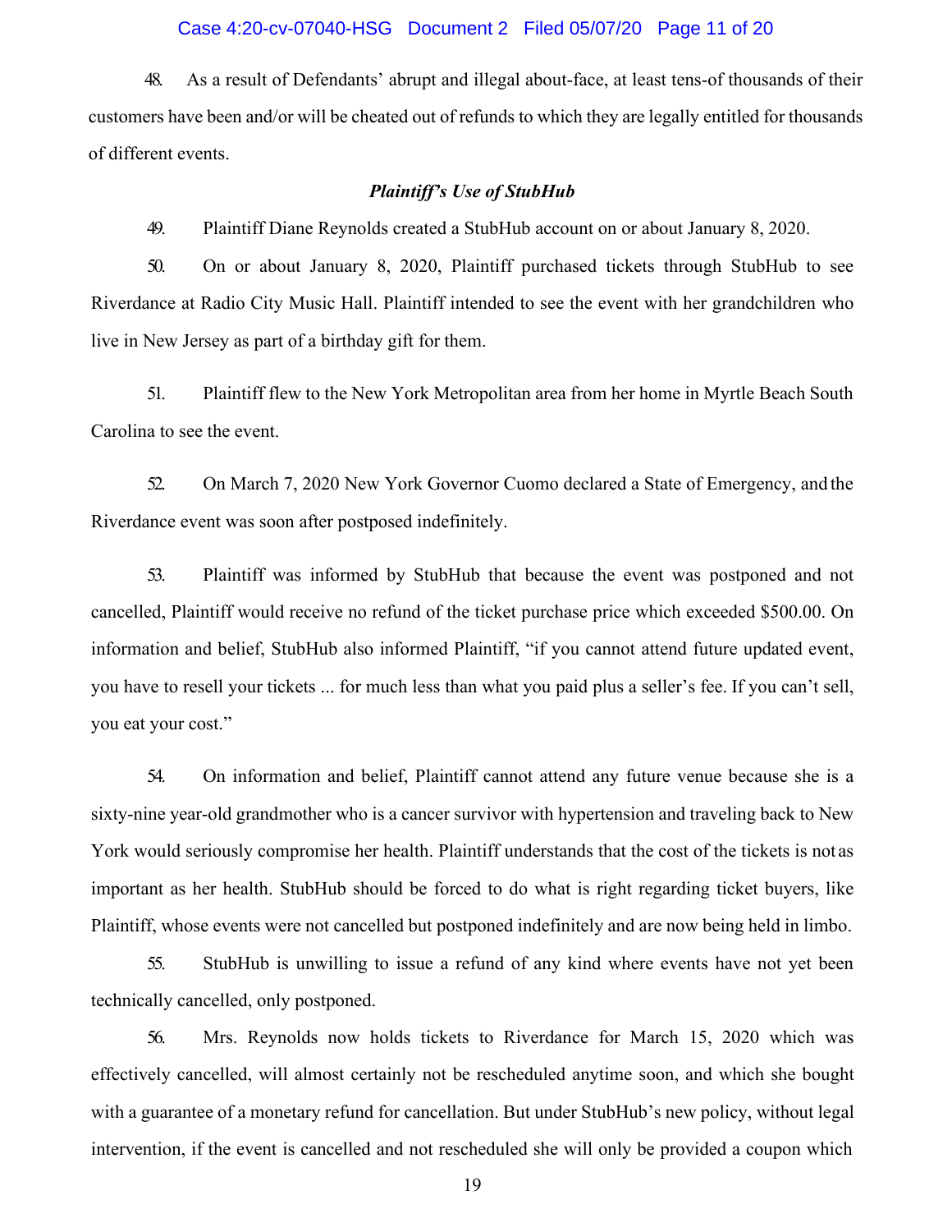48. As a result of Defendants' abrupt and illegal about-face, at least tens-of thousands of their customers have been and/or will be cheated out of refunds to which they are legally entitled for thousands of different events.

***Plaintiff's Use of StubHub***

49. Plaintiff Diane Reynolds created a StubHub account on or about January 8, 2020.

50. On or about January 8, 2020, Plaintiff purchased tickets through StubHub to see Riverdance at Radio City Music Hall. Plaintiff intended to see the event with her grandchildren who live in New Jersey as part of a birthday gift for them.

51. Plaintiff flew to the New York Metropolitan area from her home in Myrtle Beach South Carolina to see the event.

52. On March 7, 2020 New York Governor Cuomo declared a State of Emergency, and the Riverdance event was soon after postposed indefinitely.

53. Plaintiff was informed by StubHub that because the event was postponed and not cancelled, Plaintiff would receive no refund of the ticket purchase price which exceeded $500.00. On information and belief, StubHub also informed Plaintiff, "if you cannot attend future updated event, you have to resell your tickets ... for much less than what you paid plus a seller's fee. If you can't sell, you eat your cost."

54. On information and belief, Plaintiff cannot attend any future venue because she is a sixty-nine year-old grandmother who is a cancer survivor with hypertension and traveling back to New York would seriously compromise her health. Plaintiff understands that the cost of the tickets is not as important as her health. StubHub should be forced to do what is right regarding ticket buyers, like Plaintiff, whose events were not cancelled but postponed indefinitely and are now being held in limbo.

55. StubHub is unwilling to issue a refund of any kind where events have not yet been technically cancelled, only postponed.

56. Mrs. Reynolds now holds tickets to Riverdance for March 15, 2020 which was effectively cancelled, will almost certainly not be rescheduled anytime soon, and which she bought with a guarantee of a monetary refund for cancellation. But under StubHub's new policy, without legal intervention, if the event is cancelled and not rescheduled she will only be provided a coupon which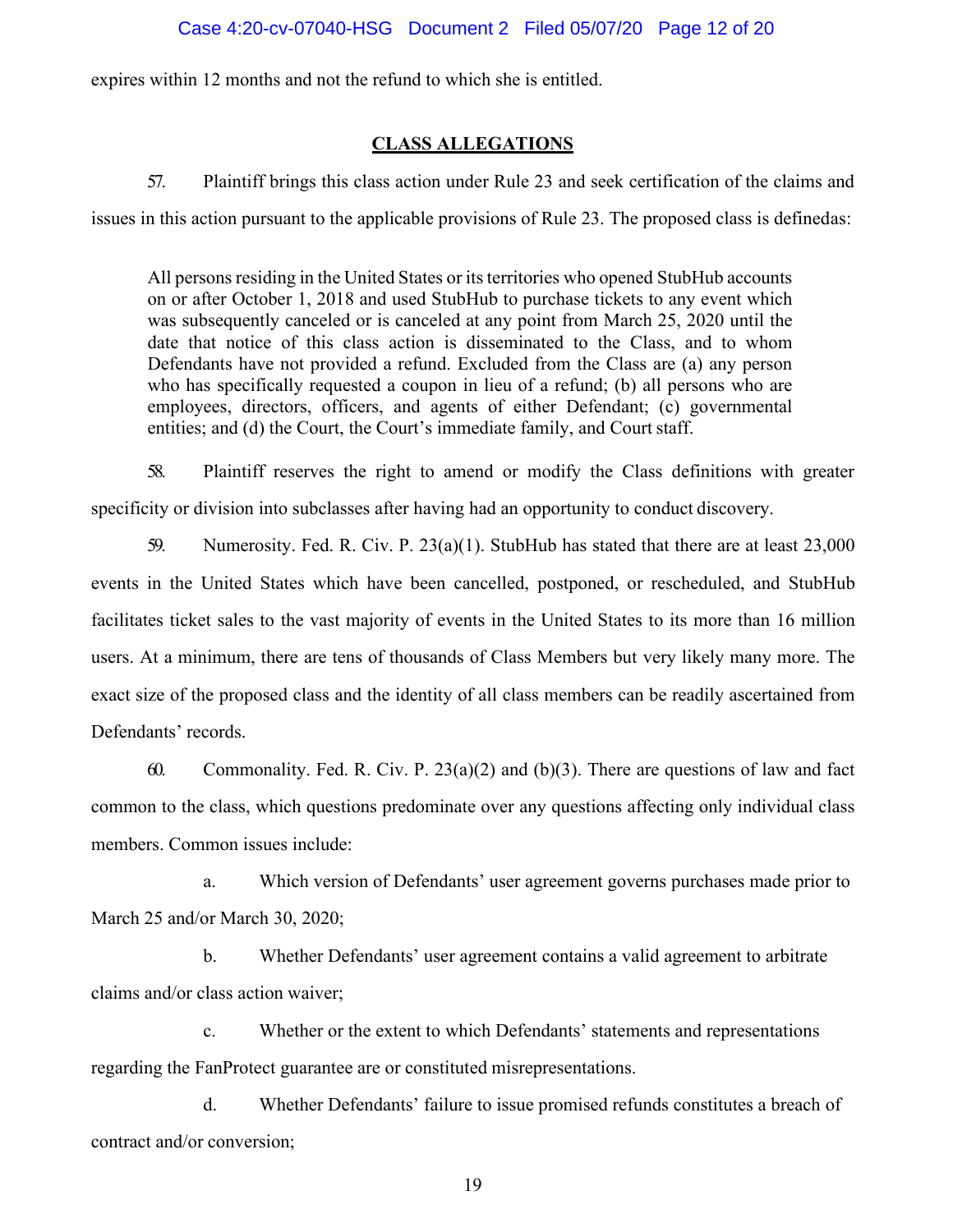expires within 12 months and not the refund to which she is entitled.

## CLASS ALLEGATIONS

57. Plaintiff brings this class action under Rule 23 and seek certification of the claims and issues in this action pursuant to the applicable provisions of Rule 23. The proposed class is definedas:

> All persons residing in the United States or its territories who opened StubHub accounts on or after October 1, 2018 and used StubHub to purchase tickets to any event which was subsequently canceled or is canceled at any point from March 25, 2020 until the date that notice of this class action is disseminated to the Class, and to whom Defendants have not provided a refund. Excluded from the Class are (a) any person who has specifically requested a coupon in lieu of a refund; (b) all persons who are employees, directors, officers, and agents of either Defendant; (c) governmental entities; and (d) the Court, the Court's immediate family, and Court staff.

58. Plaintiff reserves the right to amend or modify the Class definitions with greater specificity or division into subclasses after having had an opportunity to conduct discovery.

59. Numerosity. Fed. R. Civ. P. 23(a)(1). StubHub has stated that there are at least 23,000 events in the United States which have been cancelled, postponed, or rescheduled, and StubHub facilitates ticket sales to the vast majority of events in the United States to its more than 16 million users. At a minimum, there are tens of thousands of Class Members but very likely many more. The exact size of the proposed class and the identity of all class members can be readily ascertained from Defendants' records.

60. Commonality. Fed. R. Civ. P. 23(a)(2) and (b)(3). There are questions of law and fact common to the class, which questions predominate over any questions affecting only individual class members. Common issues include:

a. Which version of Defendants' user agreement governs purchases made prior to March 25 and/or March 30, 2020;

b. Whether Defendants' user agreement contains a valid agreement to arbitrate claims and/or class action waiver;

c. Whether or the extent to which Defendants' statements and representations regarding the FanProtect guarantee are or constituted misrepresentations.

d. Whether Defendants' failure to issue promised refunds constitutes a breach of contract and/or conversion;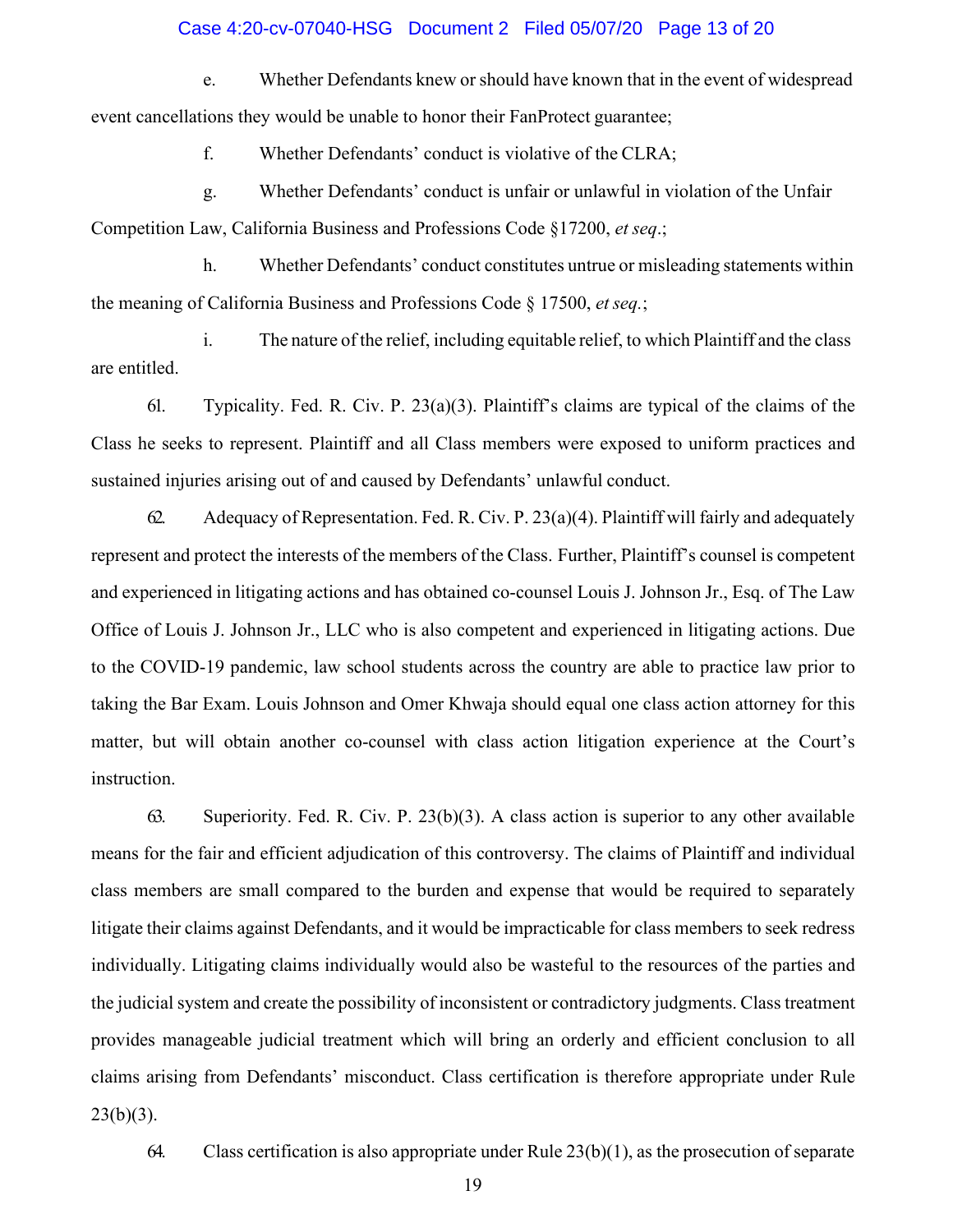e. Whether Defendants knew or should have known that in the event of widespread event cancellations they would be unable to honor their FanProtect guarantee;

f. Whether Defendants' conduct is violative of the CLRA;

g. Whether Defendants' conduct is unfair or unlawful in violation of the Unfair Competition Law, California Business and Professions Code §17200, *et seq*.;

h. Whether Defendants' conduct constitutes untrue or misleading statements within the meaning of California Business and Professions Code § 17500, *et seq.*;

i. The nature of the relief, including equitable relief, to which Plaintiff and the class are entitled.

61. Typicality. Fed. R. Civ. P. 23(a)(3). Plaintiff's claims are typical of the claims of the Class he seeks to represent. Plaintiff and all Class members were exposed to uniform practices and sustained injuries arising out of and caused by Defendants' unlawful conduct.

62. Adequacy of Representation. Fed. R. Civ. P. 23(a)(4). Plaintiff will fairly and adequately represent and protect the interests of the members of the Class. Further, Plaintiff's counsel is competent and experienced in litigating actions and has obtained co-counsel Louis J. Johnson Jr., Esq. of The Law Office of Louis J. Johnson Jr., LLC who is also competent and experienced in litigating actions. Due to the COVID-19 pandemic, law school students across the country are able to practice law prior to taking the Bar Exam. Louis Johnson and Omer Khwaja should equal one class action attorney for this matter, but will obtain another co-counsel with class action litigation experience at the Court's instruction.

63. Superiority. Fed. R. Civ. P. 23(b)(3). A class action is superior to any other available means for the fair and efficient adjudication of this controversy. The claims of Plaintiff and individual class members are small compared to the burden and expense that would be required to separately litigate their claims against Defendants, and it would be impracticable for class members to seek redress individually. Litigating claims individually would also be wasteful to the resources of the parties and the judicial system and create the possibility of inconsistent or contradictory judgments. Class treatment provides manageable judicial treatment which will bring an orderly and efficient conclusion to all claims arising from Defendants' misconduct. Class certification is therefore appropriate under Rule 23(b)(3).

64. Class certification is also appropriate under Rule 23(b)(1), as the prosecution of separate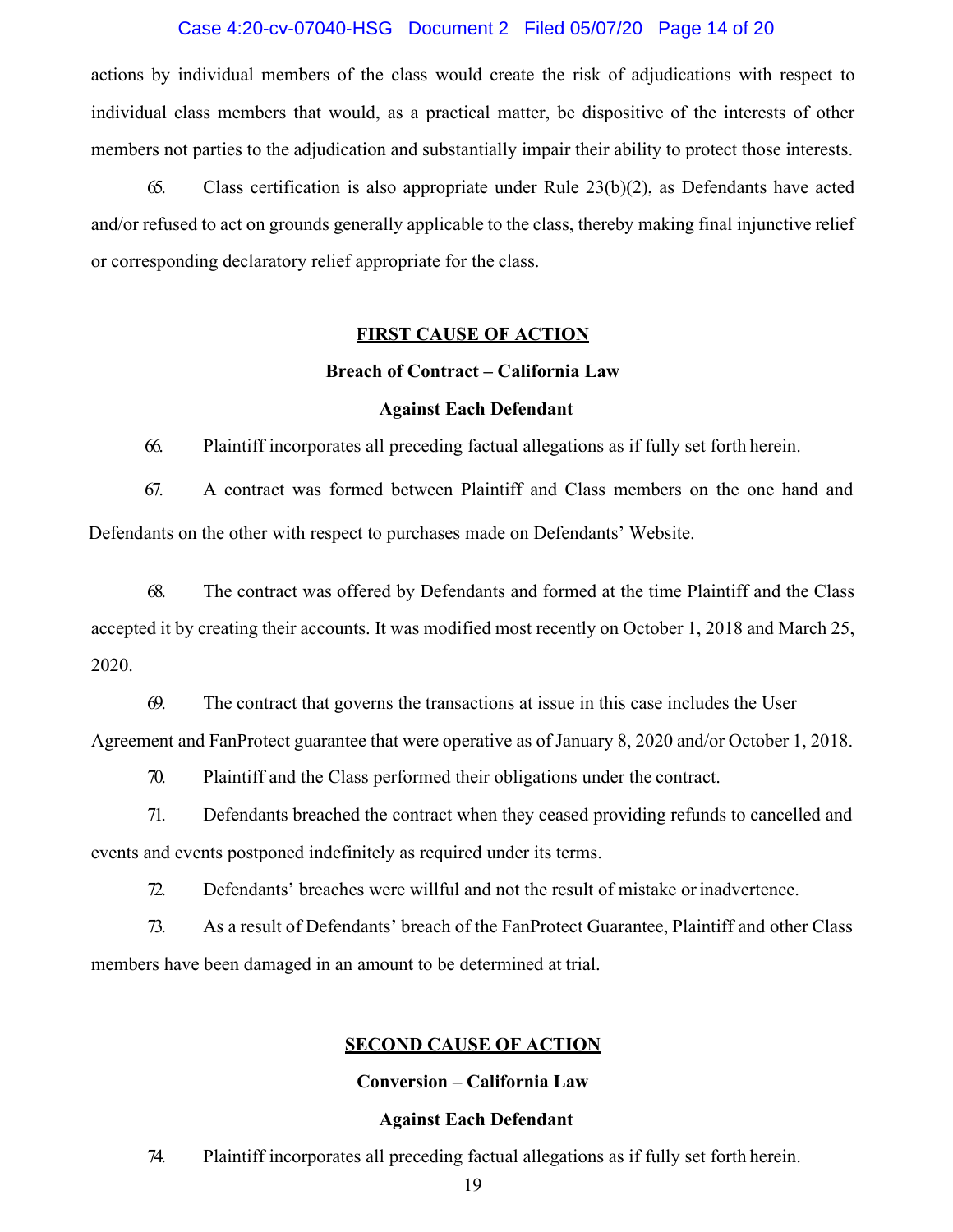actions by individual members of the class would create the risk of adjudications with respect to individual class members that would, as a practical matter, be dispositive of the interests of other members not parties to the adjudication and substantially impair their ability to protect those interests.

65. Class certification is also appropriate under Rule 23(b)(2), as Defendants have acted and/or refused to act on grounds generally applicable to the class, thereby making final injunctive relief or corresponding declaratory relief appropriate for the class.

## FIRST CAUSE OF ACTION

### Breach of Contract – California Law

### Against Each Defendant

66. Plaintiff incorporates all preceding factual allegations as if fully set forth herein.

67. A contract was formed between Plaintiff and Class members on the one hand and Defendants on the other with respect to purchases made on Defendants' Website.

68. The contract was offered by Defendants and formed at the time Plaintiff and the Class accepted it by creating their accounts. It was modified most recently on October 1, 2018 and March 25, 2020.

69. The contract that governs the transactions at issue in this case includes the User Agreement and FanProtect guarantee that were operative as of January 8, 2020 and/or October 1, 2018.

70. Plaintiff and the Class performed their obligations under the contract.

71. Defendants breached the contract when they ceased providing refunds to cancelled and events and events postponed indefinitely as required under its terms.

72. Defendants' breaches were willful and not the result of mistake or inadvertence.

73. As a result of Defendants' breach of the FanProtect Guarantee, Plaintiff and other Class members have been damaged in an amount to be determined at trial.

## SECOND CAUSE OF ACTION

### Conversion – California Law

### Against Each Defendant

74. Plaintiff incorporates all preceding factual allegations as if fully set forth herein.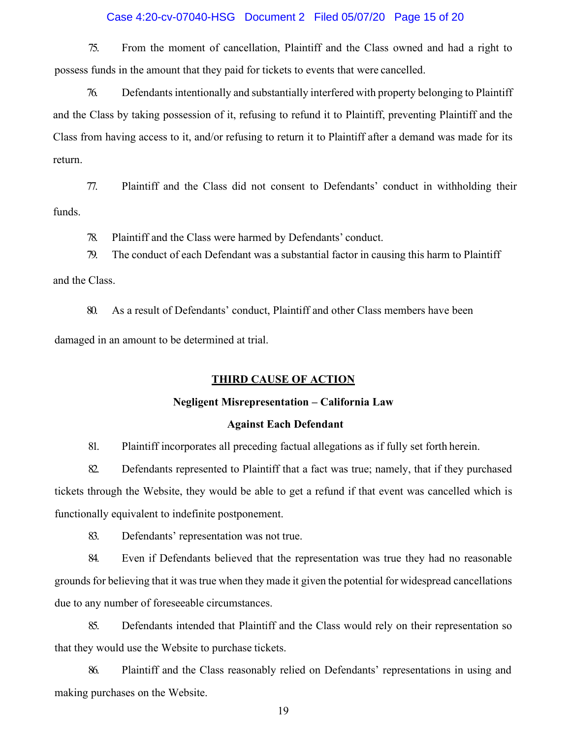75. From the moment of cancellation, Plaintiff and the Class owned and had a right to possess funds in the amount that they paid for tickets to events that were cancelled.

76. Defendants intentionally and substantially interfered with property belonging to Plaintiff and the Class by taking possession of it, refusing to refund it to Plaintiff, preventing Plaintiff and the Class from having access to it, and/or refusing to return it to Plaintiff after a demand was made for its return.

77. Plaintiff and the Class did not consent to Defendants' conduct in withholding their funds.

78. Plaintiff and the Class were harmed by Defendants' conduct.

79. The conduct of each Defendant was a substantial factor in causing this harm to Plaintiff and the Class.

80. As a result of Defendants' conduct, Plaintiff and other Class members have been damaged in an amount to be determined at trial.

## THIRD CAUSE OF ACTION

### Negligent Misrepresentation – California Law

### Against Each Defendant

81. Plaintiff incorporates all preceding factual allegations as if fully set forth herein.

82. Defendants represented to Plaintiff that a fact was true; namely, that if they purchased tickets through the Website, they would be able to get a refund if that event was cancelled which is functionally equivalent to indefinite postponement.

83. Defendants' representation was not true.

84. Even if Defendants believed that the representation was true they had no reasonable grounds for believing that it was true when they made it given the potential for widespread cancellations due to any number of foreseeable circumstances.

85. Defendants intended that Plaintiff and the Class would rely on their representation so that they would use the Website to purchase tickets.

86. Plaintiff and the Class reasonably relied on Defendants' representations in using and making purchases on the Website.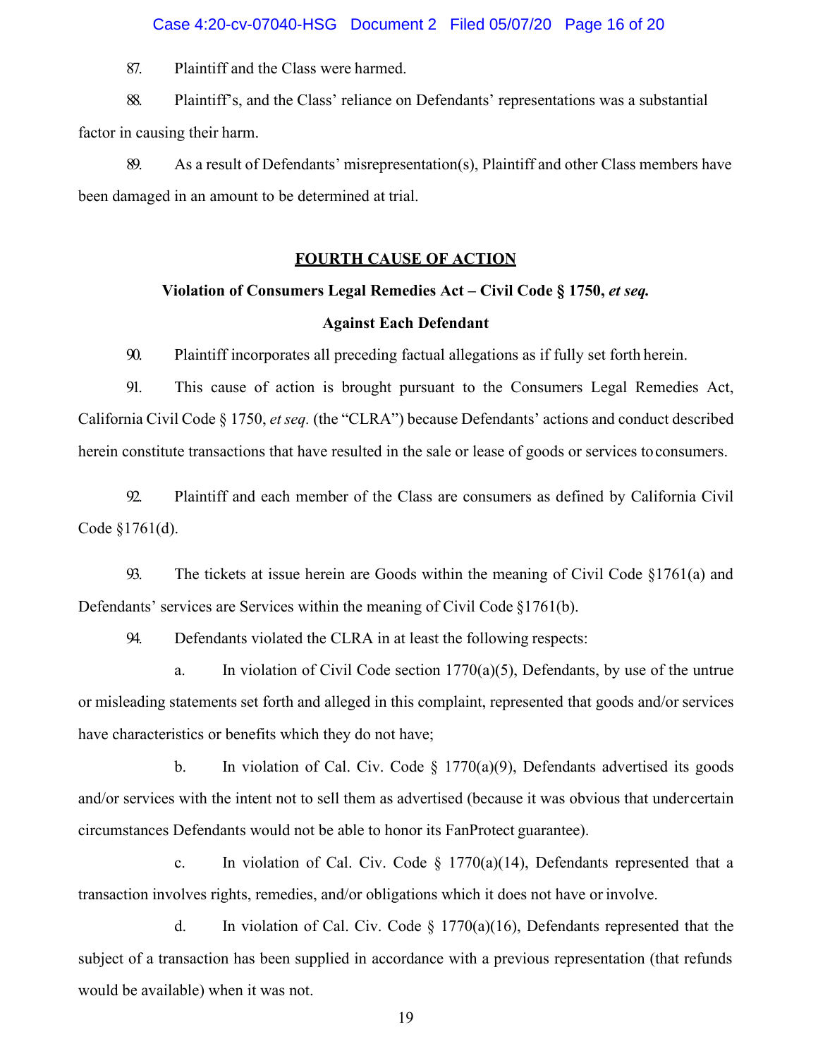87. Plaintiff and the Class were harmed.

88. Plaintiff's, and the Class' reliance on Defendants' representations was a substantial factor in causing their harm.

89. As a result of Defendants' misrepresentation(s), Plaintiff and other Class members have been damaged in an amount to be determined at trial.

## FOURTH CAUSE OF ACTION

### Violation of Consumers Legal Remedies Act – Civil Code § 1750, *et seq.*

### Against Each Defendant

90. Plaintiff incorporates all preceding factual allegations as if fully set forth herein.

91. This cause of action is brought pursuant to the Consumers Legal Remedies Act, California Civil Code § 1750, *et seq.* (the "CLRA") because Defendants' actions and conduct described herein constitute transactions that have resulted in the sale or lease of goods or services to consumers.

92. Plaintiff and each member of the Class are consumers as defined by California Civil Code §1761(d).

93. The tickets at issue herein are Goods within the meaning of Civil Code §1761(a) and Defendants' services are Services within the meaning of Civil Code §1761(b).

94. Defendants violated the CLRA in at least the following respects:

a. In violation of Civil Code section 1770(a)(5), Defendants, by use of the untrue or misleading statements set forth and alleged in this complaint, represented that goods and/or services have characteristics or benefits which they do not have;

b. In violation of Cal. Civ. Code § 1770(a)(9), Defendants advertised its goods and/or services with the intent not to sell them as advertised (because it was obvious that under certain circumstances Defendants would not be able to honor its FanProtect guarantee).

c. In violation of Cal. Civ. Code § 1770(a)(14), Defendants represented that a transaction involves rights, remedies, and/or obligations which it does not have or involve.

d. In violation of Cal. Civ. Code § 1770(a)(16), Defendants represented that the subject of a transaction has been supplied in accordance with a previous representation (that refunds would be available) when it was not.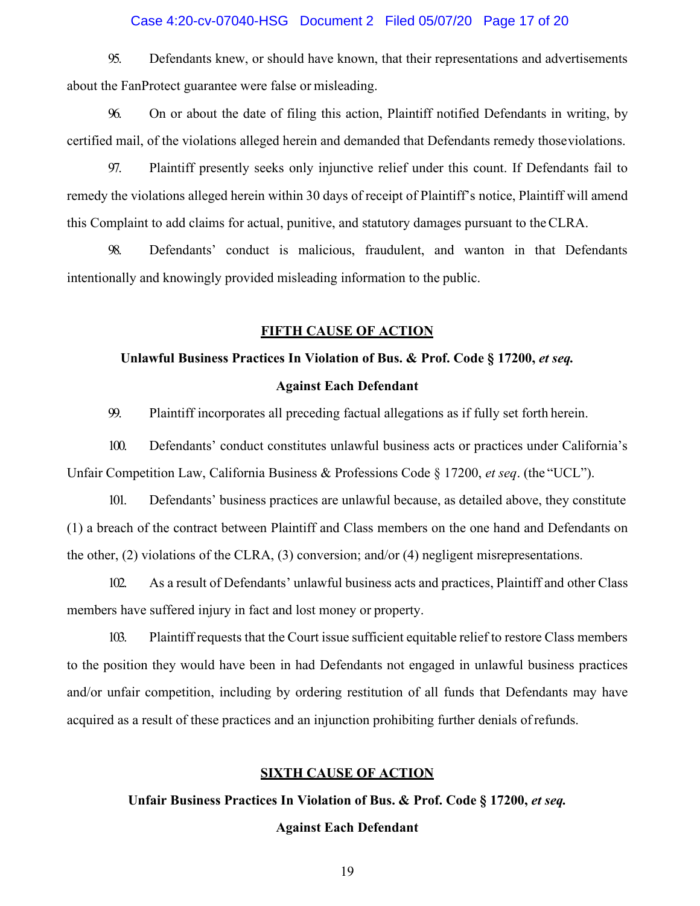95. Defendants knew, or should have known, that their representations and advertisements about the FanProtect guarantee were false or misleading.

96. On or about the date of filing this action, Plaintiff notified Defendants in writing, by certified mail, of the violations alleged herein and demanded that Defendants remedy those violations.

97. Plaintiff presently seeks only injunctive relief under this count. If Defendants fail to remedy the violations alleged herein within 30 days of receipt of Plaintiff's notice, Plaintiff will amend this Complaint to add claims for actual, punitive, and statutory damages pursuant to the CLRA.

98. Defendants' conduct is malicious, fraudulent, and wanton in that Defendants intentionally and knowingly provided misleading information to the public.

## FIFTH CAUSE OF ACTION

### Unlawful Business Practices In Violation of Bus. & Prof. Code § 17200, *et seq.*

### Against Each Defendant

99. Plaintiff incorporates all preceding factual allegations as if fully set forth herein.

100. Defendants' conduct constitutes unlawful business acts or practices under California's Unfair Competition Law, California Business & Professions Code § 17200, *et seq*. (the "UCL").

101. Defendants' business practices are unlawful because, as detailed above, they constitute (1) a breach of the contract between Plaintiff and Class members on the one hand and Defendants on the other, (2) violations of the CLRA, (3) conversion; and/or (4) negligent misrepresentations.

102. As a result of Defendants' unlawful business acts and practices, Plaintiff and other Class members have suffered injury in fact and lost money or property.

103. Plaintiff requests that the Court issue sufficient equitable relief to restore Class members to the position they would have been in had Defendants not engaged in unlawful business practices and/or unfair competition, including by ordering restitution of all funds that Defendants may have acquired as a result of these practices and an injunction prohibiting further denials of refunds.

## SIXTH CAUSE OF ACTION

### Unfair Business Practices In Violation of Bus. & Prof. Code § 17200, *et seq.*

### Against Each Defendant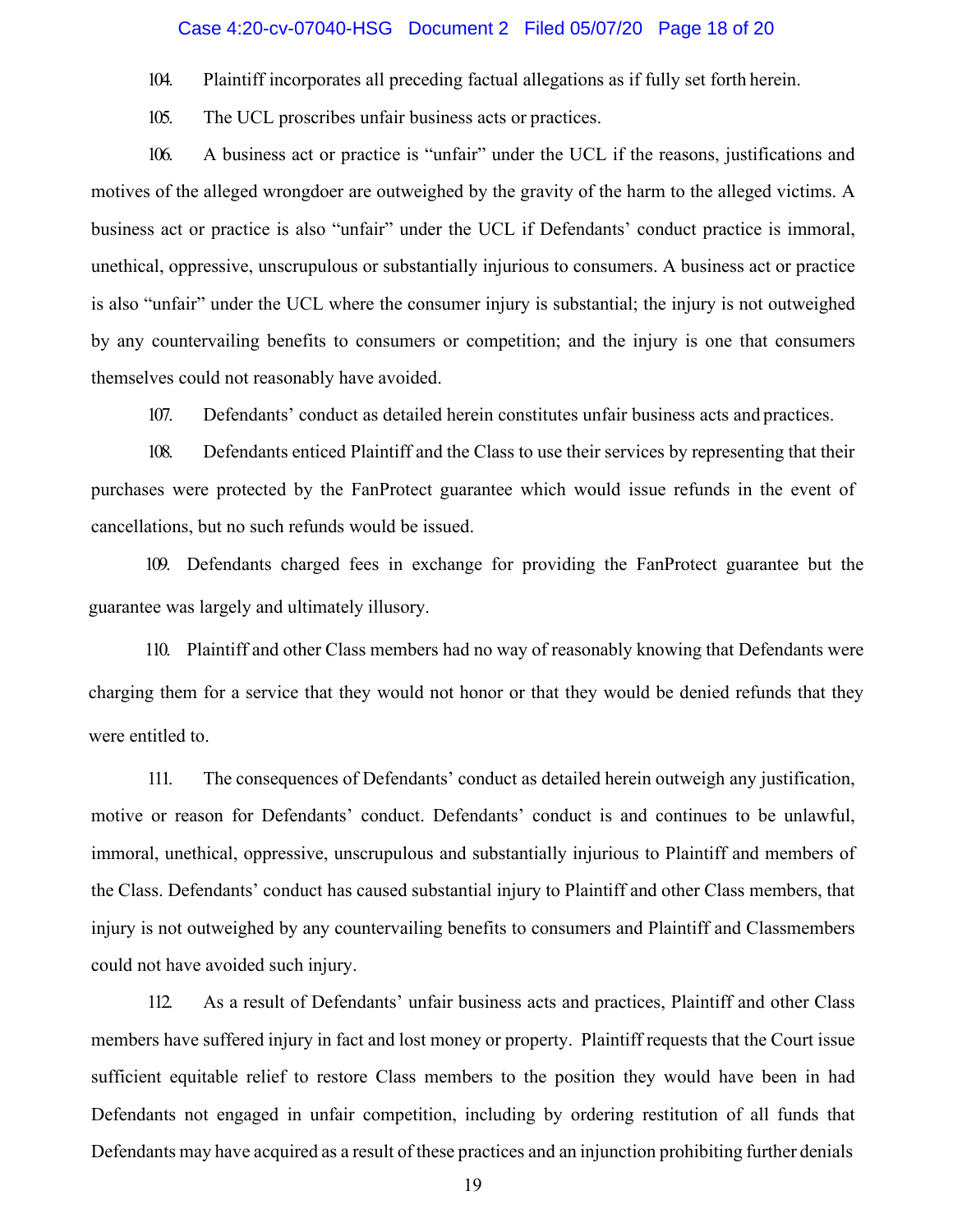104. Plaintiff incorporates all preceding factual allegations as if fully set forth herein.

105. The UCL proscribes unfair business acts or practices.

106. A business act or practice is "unfair" under the UCL if the reasons, justifications and motives of the alleged wrongdoer are outweighed by the gravity of the harm to the alleged victims. A business act or practice is also "unfair" under the UCL if Defendants' conduct practice is immoral, unethical, oppressive, unscrupulous or substantially injurious to consumers. A business act or practice is also "unfair" under the UCL where the consumer injury is substantial; the injury is not outweighed by any countervailing benefits to consumers or competition; and the injury is one that consumers themselves could not reasonably have avoided.

107. Defendants' conduct as detailed herein constitutes unfair business acts and practices.

108. Defendants enticed Plaintiff and the Class to use their services by representing that their purchases were protected by the FanProtect guarantee which would issue refunds in the event of cancellations, but no such refunds would be issued.

109. Defendants charged fees in exchange for providing the FanProtect guarantee but the guarantee was largely and ultimately illusory.

110. Plaintiff and other Class members had no way of reasonably knowing that Defendants were charging them for a service that they would not honor or that they would be denied refunds that they were entitled to.

111. The consequences of Defendants' conduct as detailed herein outweigh any justification, motive or reason for Defendants' conduct. Defendants' conduct is and continues to be unlawful, immoral, unethical, oppressive, unscrupulous and substantially injurious to Plaintiff and members of the Class. Defendants' conduct has caused substantial injury to Plaintiff and other Class members, that injury is not outweighed by any countervailing benefits to consumers and Plaintiff and Classmembers could not have avoided such injury.

112. As a result of Defendants' unfair business acts and practices, Plaintiff and other Class members have suffered injury in fact and lost money or property. Plaintiff requests that the Court issue sufficient equitable relief to restore Class members to the position they would have been in had Defendants not engaged in unfair competition, including by ordering restitution of all funds that Defendants may have acquired as a result of these practices and an injunction prohibiting further denials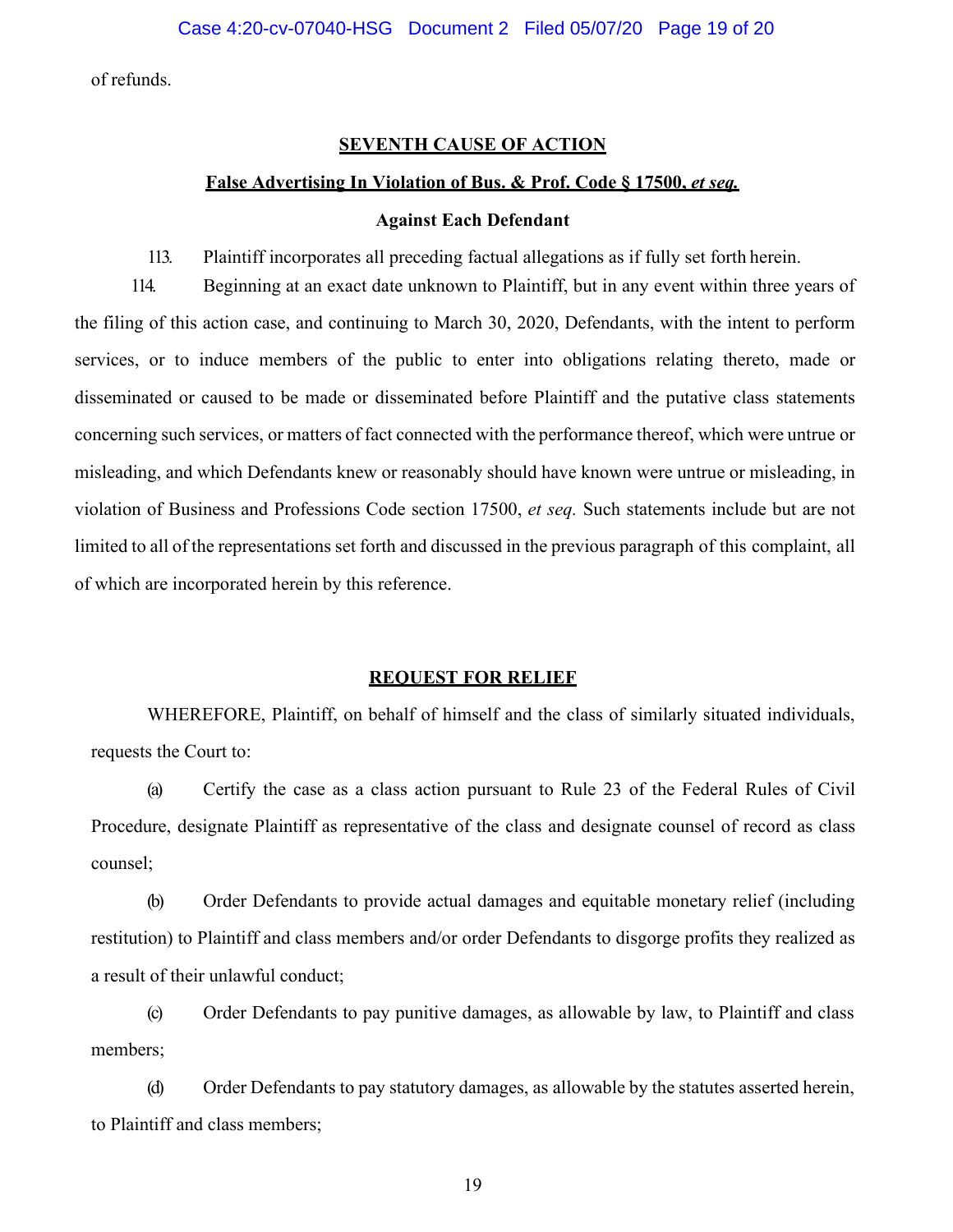of refunds.

**SEVENTH CAUSE OF ACTION**

**False Advertising In Violation of Bus. & Prof. Code § 17500, *et seq.***

**Against Each Defendant**

113. Plaintiff incorporates all preceding factual allegations as if fully set forth herein.

114. Beginning at an exact date unknown to Plaintiff, but in any event within three years of the filing of this action case, and continuing to March 30, 2020, Defendants, with the intent to perform services, or to induce members of the public to enter into obligations relating thereto, made or disseminated or caused to be made or disseminated before Plaintiff and the putative class statements concerning such services, or matters of fact connected with the performance thereof, which were untrue or misleading, and which Defendants knew or reasonably should have known were untrue or misleading, in violation of Business and Professions Code section 17500, *et seq.* Such statements include but are not limited to all of the representations set forth and discussed in the previous paragraph of this complaint, all of which are incorporated herein by this reference.

**REQUEST FOR RELIEF**

WHEREFORE, Plaintiff, on behalf of himself and the class of similarly situated individuals, requests the Court to:

(a) Certify the case as a class action pursuant to Rule 23 of the Federal Rules of Civil Procedure, designate Plaintiff as representative of the class and designate counsel of record as class counsel;

(b) Order Defendants to provide actual damages and equitable monetary relief (including restitution) to Plaintiff and class members and/or order Defendants to disgorge profits they realized as a result of their unlawful conduct;

(c) Order Defendants to pay punitive damages, as allowable by law, to Plaintiff and class members;

(d) Order Defendants to pay statutory damages, as allowable by the statutes asserted herein, to Plaintiff and class members;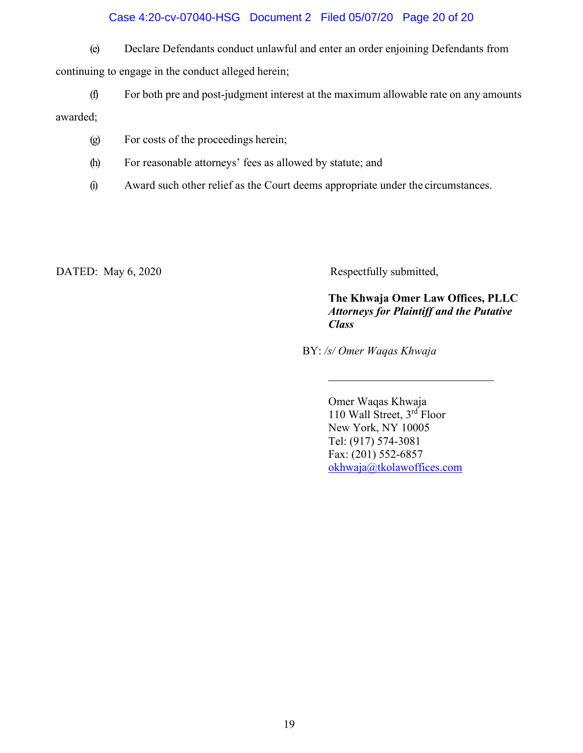(e) Declare Defendants conduct unlawful and enter an order enjoining Defendants from continuing to engage in the conduct alleged herein;

(f) For both pre and post-judgment interest at the maximum allowable rate on any amounts awarded;

(g) For costs of the proceedings herein;

(h) For reasonable attorneys' fees as allowed by statute; and

(i) Award such other relief as the Court deems appropriate under the circumstances.

DATED: May 6, 2020

Respectfully submitted,

**The Khwaja Omer Law Offices, PLLC**
***Attorneys for Plaintiff and the Putative Class***

BY: */s/ Omer Waqas Khwaja*

---

Omer Waqas Khwaja
110 Wall Street, 3rd Floor
New York, NY 10005
Tel: (917) 574-3081
Fax: (201) 552-6857
okhwaja@tkolawoffices.com